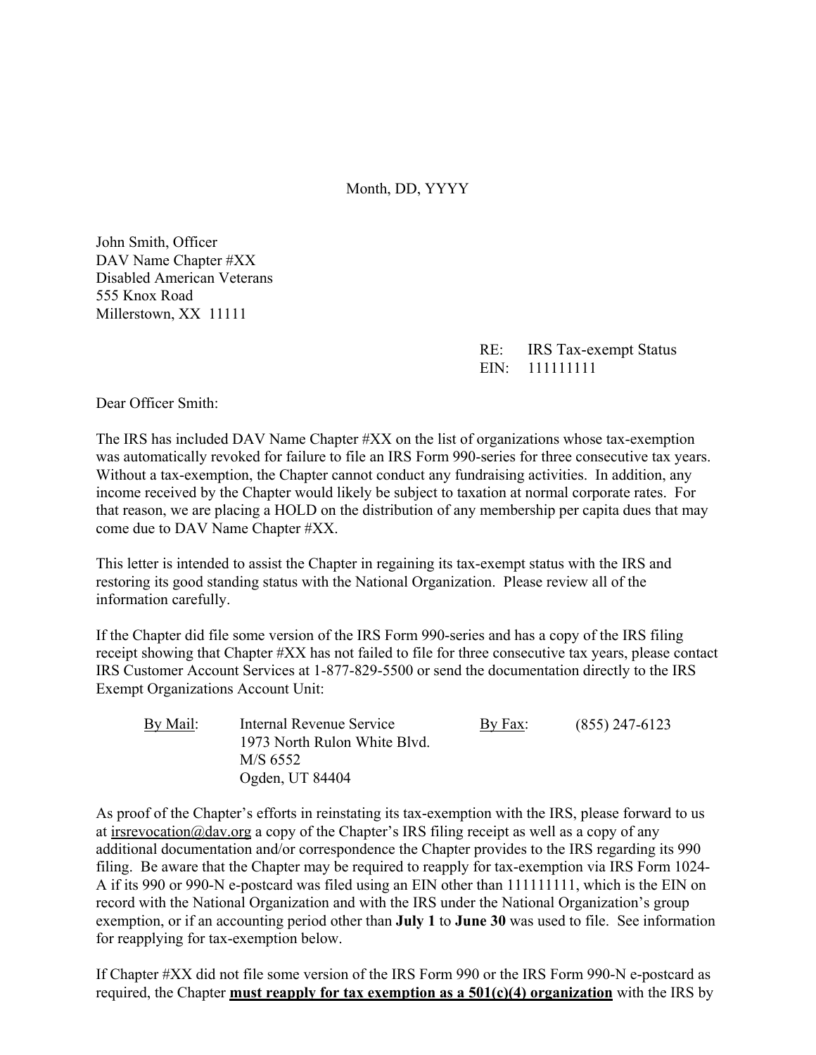Month, DD, YYYY

John Smith, Officer
DAV Name Chapter #XX
Disabled American Veterans
555 Knox Road
Millerstown, XX 11111

RE: IRS Tax-exempt Status
EIN: 111111111

Dear Officer Smith:

The IRS has included DAV Name Chapter #XX on the list of organizations whose tax-exemption was automatically revoked for failure to file an IRS Form 990-series for three consecutive tax years. Without a tax-exemption, the Chapter cannot conduct any fundraising activities. In addition, any income received by the Chapter would likely be subject to taxation at normal corporate rates. For that reason, we are placing a HOLD on the distribution of any membership per capita dues that may come due to DAV Name Chapter #XX.

This letter is intended to assist the Chapter in regaining its tax-exempt status with the IRS and restoring its good standing status with the National Organization. Please review all of the information carefully.

If the Chapter did file some version of the IRS Form 990-series and has a copy of the IRS filing receipt showing that Chapter #XX has not failed to file for three consecutive tax years, please contact IRS Customer Account Services at 1-877-829-5500 or send the documentation directly to the IRS Exempt Organizations Account Unit:

<u>By Mail</u>: Internal Revenue Service
1973 North Rulon White Blvd.
M/S 6552
Ogden, UT 84404

<u>By Fax</u>: (855) 247-6123

As proof of the Chapter's efforts in reinstating its tax-exemption with the IRS, please forward to us at irsrevocation@dav.org a copy of the Chapter's IRS filing receipt as well as a copy of any additional documentation and/or correspondence the Chapter provides to the IRS regarding its 990 filing. Be aware that the Chapter may be required to reapply for tax-exemption via IRS Form 1024-A if its 990 or 990-N e-postcard was filed using an EIN other than 111111111, which is the EIN on record with the National Organization and with the IRS under the National Organization's group exemption, or if an accounting period other than **July 1** to **June 30** was used to file. See information for reapplying for tax-exemption below.

If Chapter #XX did not file some version of the IRS Form 990 or the IRS Form 990-N e-postcard as required, the Chapter **<u>must reapply for tax exemption as a 501(c)(4) organization</u>** with the IRS by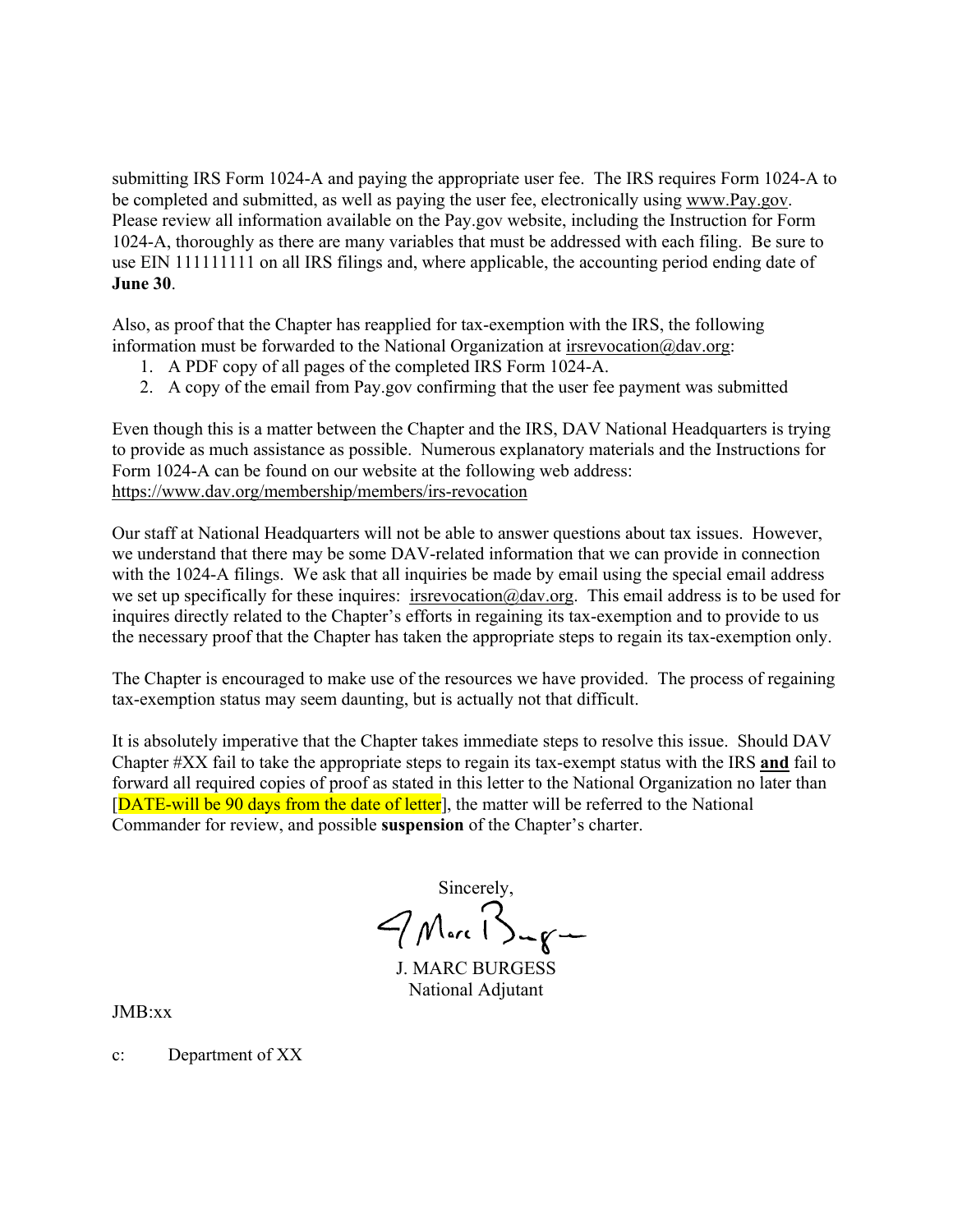submitting IRS Form 1024-A and paying the appropriate user fee. The IRS requires Form 1024-A to be completed and submitted, as well as paying the user fee, electronically using www.Pay.gov. Please review all information available on the Pay.gov website, including the Instruction for Form 1024-A, thoroughly as there are many variables that must be addressed with each filing. Be sure to use EIN 111111111 on all IRS filings and, where applicable, the accounting period ending date of **June 30**.

Also, as proof that the Chapter has reapplied for tax-exemption with the IRS, the following information must be forwarded to the National Organization at irsrevocation@dav.org:

1. A PDF copy of all pages of the completed IRS Form 1024-A.
2. A copy of the email from Pay.gov confirming that the user fee payment was submitted

Even though this is a matter between the Chapter and the IRS, DAV National Headquarters is trying to provide as much assistance as possible. Numerous explanatory materials and the Instructions for Form 1024-A can be found on our website at the following web address: https://www.dav.org/membership/members/irs-revocation

Our staff at National Headquarters will not be able to answer questions about tax issues. However, we understand that there may be some DAV-related information that we can provide in connection with the 1024-A filings. We ask that all inquiries be made by email using the special email address we set up specifically for these inquires: irsrevocation@dav.org. This email address is to be used for inquires directly related to the Chapter's efforts in regaining its tax-exemption and to provide to us the necessary proof that the Chapter has taken the appropriate steps to regain its tax-exemption only.

The Chapter is encouraged to make use of the resources we have provided. The process of regaining tax-exemption status may seem daunting, but is actually not that difficult.

It is absolutely imperative that the Chapter takes immediate steps to resolve this issue. Should DAV Chapter #XX fail to take the appropriate steps to regain its tax-exempt status with the IRS **and** fail to forward all required copies of proof as stated in this letter to the National Organization no later than [DATE-will be 90 days from the date of letter], the matter will be referred to the National Commander for review, and possible **suspension** of the Chapter's charter.

Sincerely,

J. MARC BURGESS
National Adjutant

JMB:xx

c: Department of XX